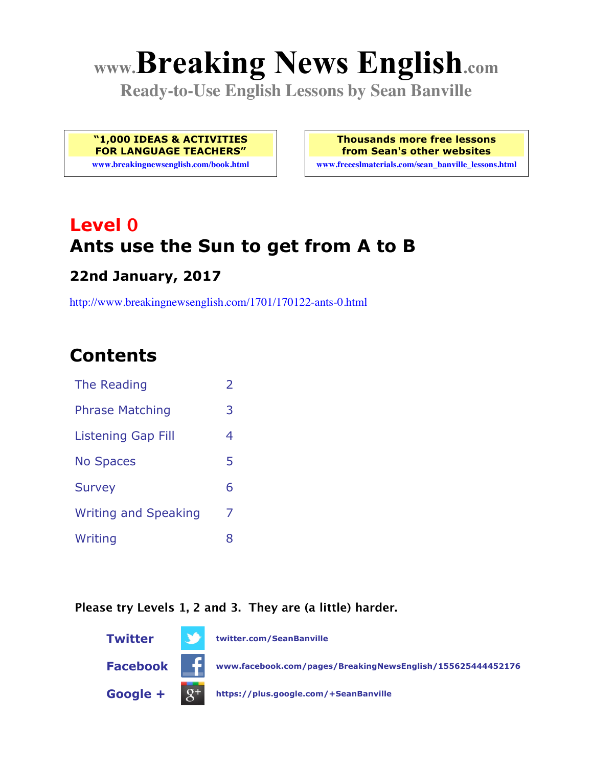# www.Breaking News English.com

**Ready-to-Use English Lessons by Sean Banville**

**"1,000 IDEAS & ACTIVITIES FOR LANGUAGE TEACHERS"**
www.breakingnewsenglish.com/book.html

**Thousands more free lessons from Sean's other websites**
www.freeeslmaterials.com/sean_banville_lessons.html

## Level 0

## Ants use the Sun to get from A to B

### 22nd January, 2017

http://www.breakingnewsenglish.com/1701/170122-ants-0.html

## Contents

| | |
|---|---|
| The Reading | 2 |
| Phrase Matching | 3 |
| Listening Gap Fill | 4 |
| No Spaces | 5 |
| Survey | 6 |
| Writing and Speaking | 7 |
| Writing | 8 |

**Please try Levels 1, 2 and 3. They are (a little) harder.**

**Twitter** twitter.com/SeanBanville

**Facebook** www.facebook.com/pages/BreakingNewsEnglish/155625444452176

**Google +** https://plus.google.com/+SeanBanville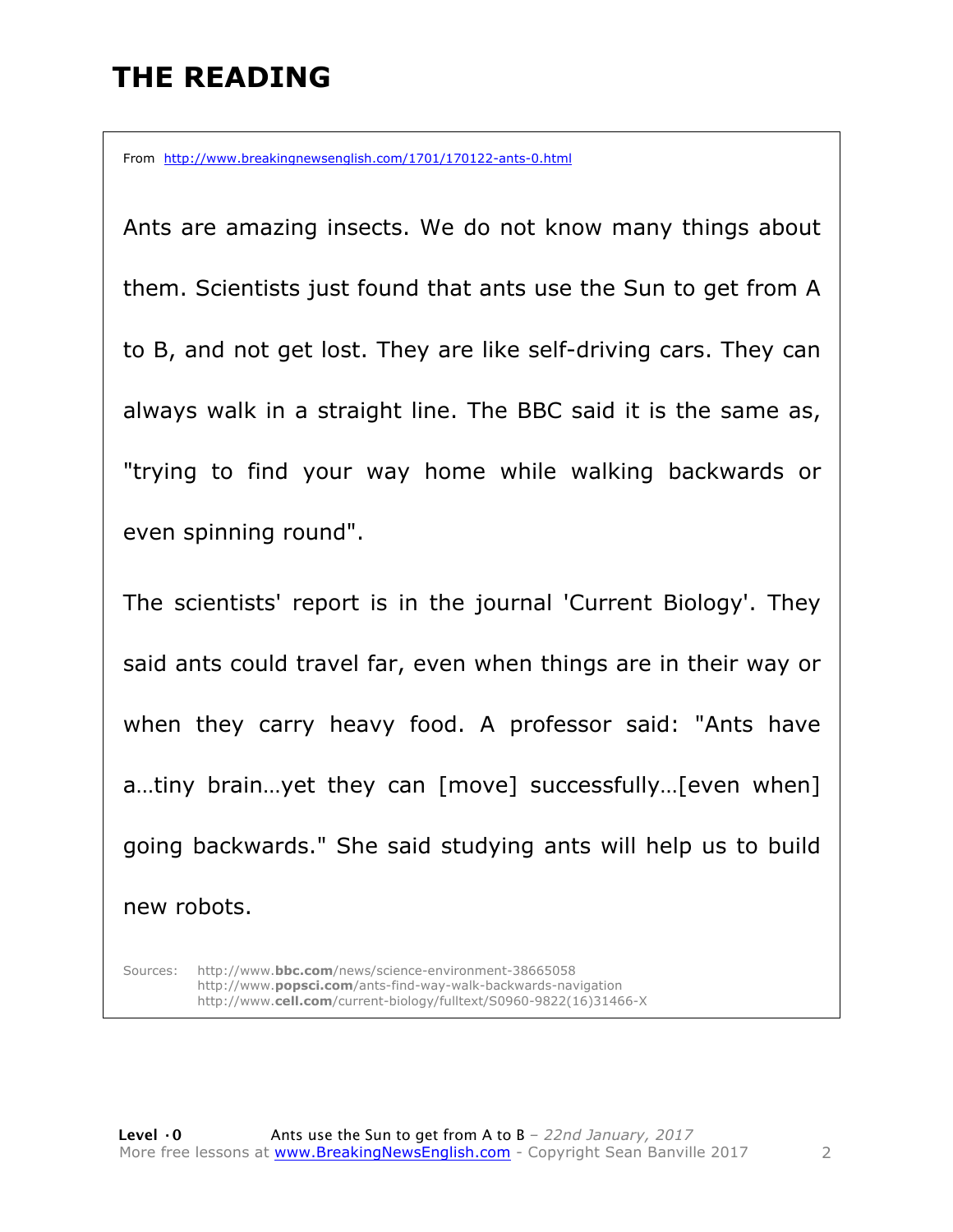# THE READING

From http://www.breakingnewsenglish.com/1701/170122-ants-0.html

Ants are amazing insects. We do not know many things about them. Scientists just found that ants use the Sun to get from A to B, and not get lost. They are like self-driving cars. They can always walk in a straight line. The BBC said it is the same as, "trying to find your way home while walking backwards or even spinning round".

The scientists' report is in the journal 'Current Biology'. They said ants could travel far, even when things are in their way or when they carry heavy food. A professor said: "Ants have a…tiny brain…yet they can [move] successfully…[even when] going backwards." She said studying ants will help us to build new robots.

Sources: http://www.**bbc.com**/news/science-environment-38665058
http://www.**popsci.com**/ants-find-way-walk-backwards-navigation
http://www.**cell.com**/current-biology/fulltext/S0960-9822(16)31466-X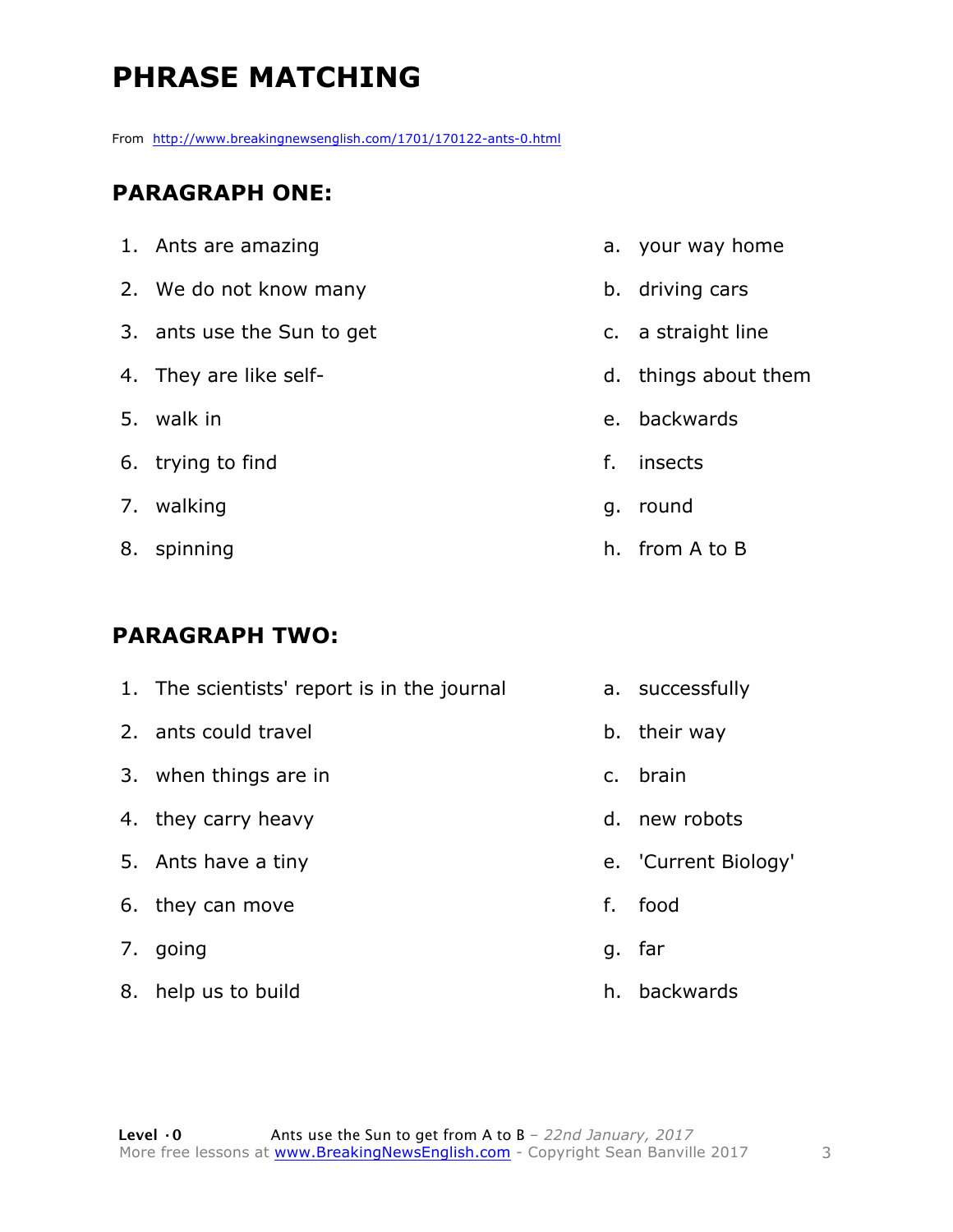# PHRASE MATCHING

From http://www.breakingnewsenglish.com/1701/170122-ants-0.html

## PARAGRAPH ONE:

1. Ants are amazing
2. We do not know many
3. ants use the Sun to get
4. They are like self-
5. walk in
6. trying to find
7. walking
8. spinning

a. your way home
b. driving cars
c. a straight line
d. things about them
e. backwards
f. insects
g. round
h. from A to B

## PARAGRAPH TWO:

1. The scientists' report is in the journal
2. ants could travel
3. when things are in
4. they carry heavy
5. Ants have a tiny
6. they can move
7. going
8. help us to build

a. successfully
b. their way
c. brain
d. new robots
e. 'Current Biology'
f. food
g. far
h. backwards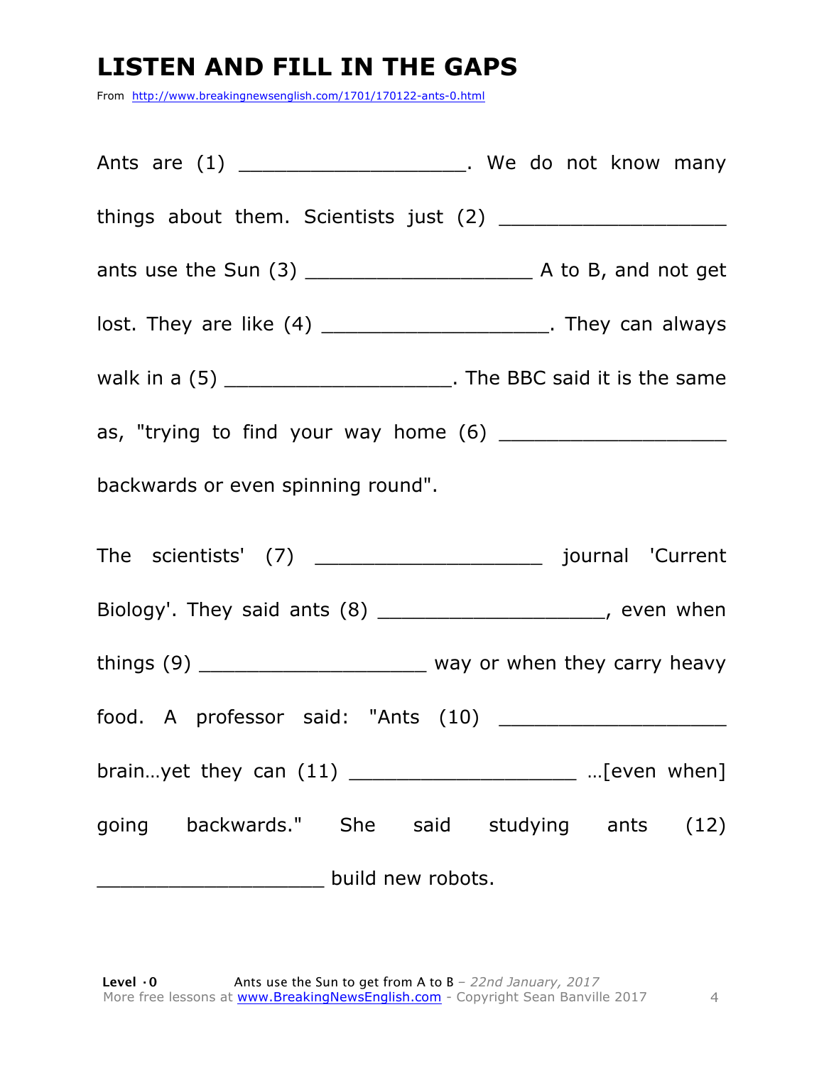# LISTEN AND FILL IN THE GAPS

From http://www.breakingnewsenglish.com/1701/170122-ants-0.html

Ants are (1) ___________________. We do not know many things about them. Scientists just (2) ___________________ ants use the Sun (3) ___________________ A to B, and not get lost. They are like (4) ___________________. They can always walk in a (5) ___________________. The BBC said it is the same as, "trying to find your way home (6) ___________________ backwards or even spinning round".

The scientists' (7) ___________________ journal 'Current Biology'. They said ants (8) ___________________, even when things (9) ___________________ way or when they carry heavy food. A professor said: "Ants (10) ___________________ brain…yet they can (11) ___________________ …[even when] going backwards." She said studying ants (12) ___________________ build new robots.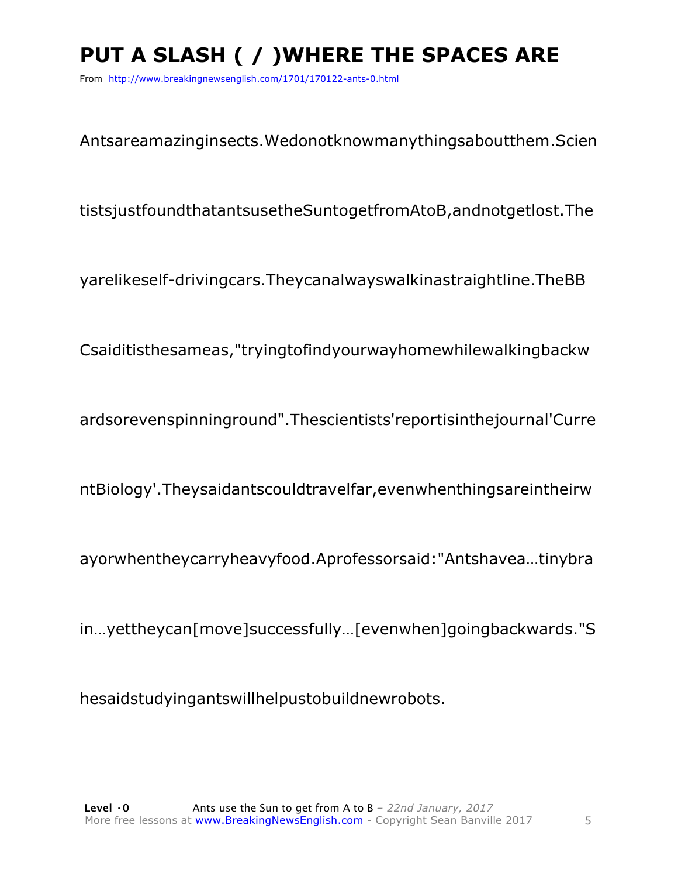# PUT A SLASH ( / )WHERE THE SPACES ARE

From http://www.breakingnewsenglish.com/1701/170122-ants-0.html

Antsareamazinginsects.Wedonotknowmanythingsaboutthem.Scien

tistsjustfoundthatantsusetheSuntogetfromAtoB,andnotgetlost.The

yarelikeself-drivingcars.Theycanalwayswalkinastraightline.TheBB

Csaiditisthesameas,"tryingtofindyourwayhomewhilewalkingbackw

ardsorevenspinninground".Thescientists'reportisinthejournal'Curre

ntBiology'.Theysaidantscouldtravelfar,evenwhenthingsareintheirw

ayorwhentheycarryheavyfood.Aprofessorsaid:"Antshavea…tinybra

in…yettheycan[move]successfully…[evenwhen]goingbackwards."S

hesaidstudyingantswillhelpustobuildnewrobots.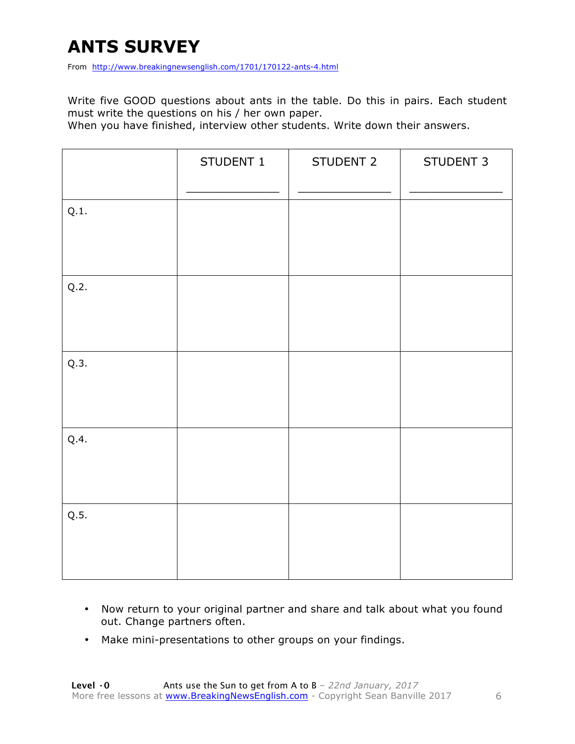# ANTS SURVEY

From http://www.breakingnewsenglish.com/1701/170122-ants-4.html

Write five GOOD questions about ants in the table. Do this in pairs. Each student must write the questions on his / her own paper.
When you have finished, interview other students. Write down their answers.

| | STUDENT 1<br>_____________ | STUDENT 2<br>_____________ | STUDENT 3<br>_____________ |
|---|---|---|---|
| Q.1. | | | |
| Q.2. | | | |
| Q.3. | | | |
| Q.4. | | | |
| Q.5. | | | |

- Now return to your original partner and share and talk about what you found out. Change partners often.
- Make mini-presentations to other groups on your findings.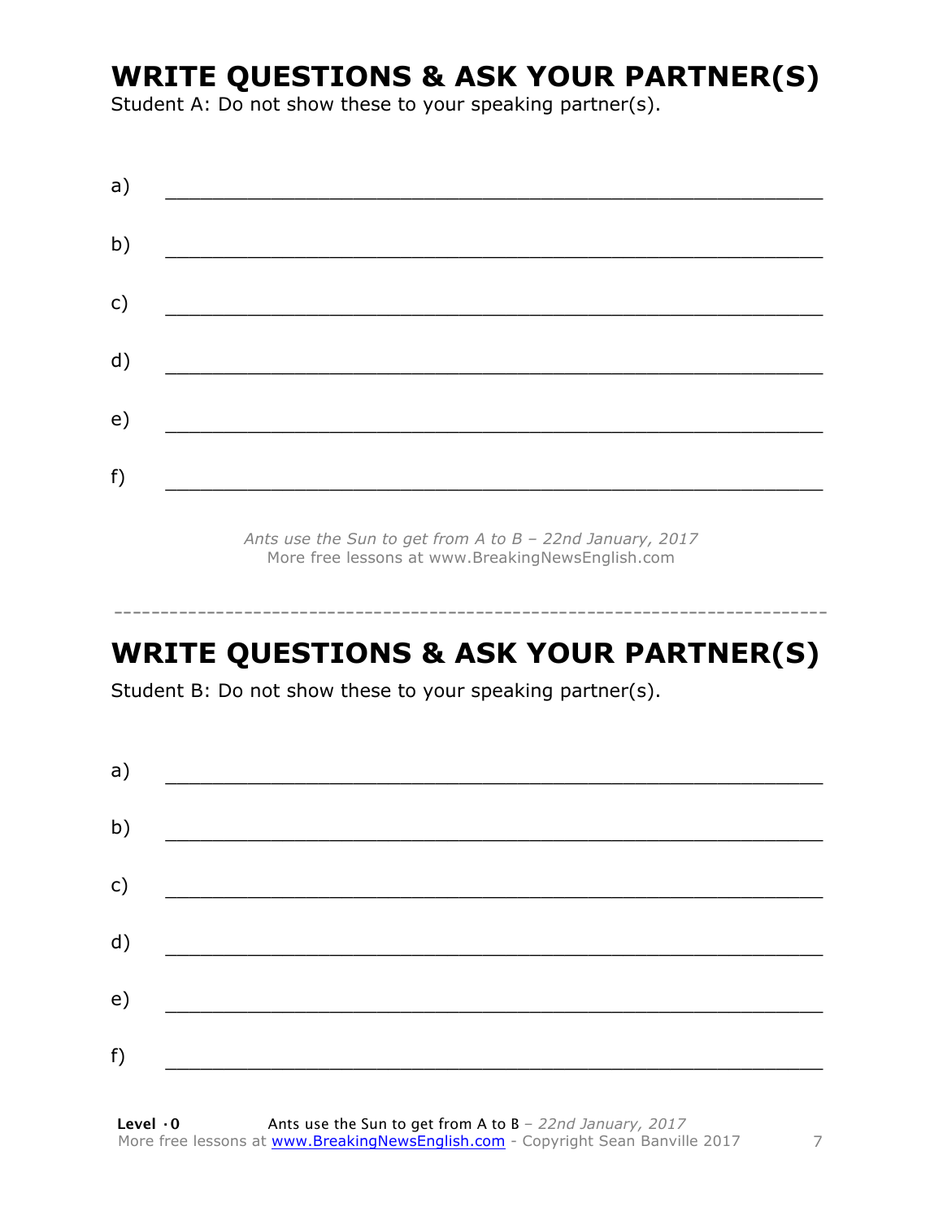## WRITE QUESTIONS & ASK YOUR PARTNER(S)

Student A: Do not show these to your speaking partner(s).

a) ___________________________________________________________

b) ___________________________________________________________

c) ___________________________________________________________

d) ___________________________________________________________

e) ___________________________________________________________

f) ___________________________________________________________

*Ants use the Sun to get from A to B – 22nd January, 2017*
More free lessons at www.BreakingNewsEnglish.com

---

## WRITE QUESTIONS & ASK YOUR PARTNER(S)

Student B: Do not show these to your speaking partner(s).

a) ___________________________________________________________

b) ___________________________________________________________

c) ___________________________________________________________

d) ___________________________________________________________

e) ___________________________________________________________

f) ___________________________________________________________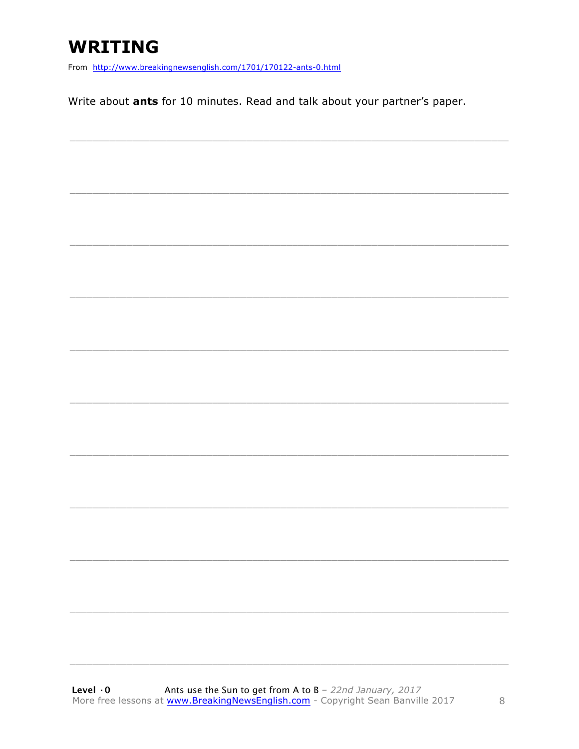# WRITING

From http://www.breakingnewsenglish.com/1701/170122-ants-0.html

Write about **ants** for 10 minutes. Read and talk about your partner's paper.

___________________________________________________________________________

___________________________________________________________________________

___________________________________________________________________________

___________________________________________________________________________

___________________________________________________________________________

___________________________________________________________________________

___________________________________________________________________________

___________________________________________________________________________

___________________________________________________________________________

___________________________________________________________________________

___________________________________________________________________________